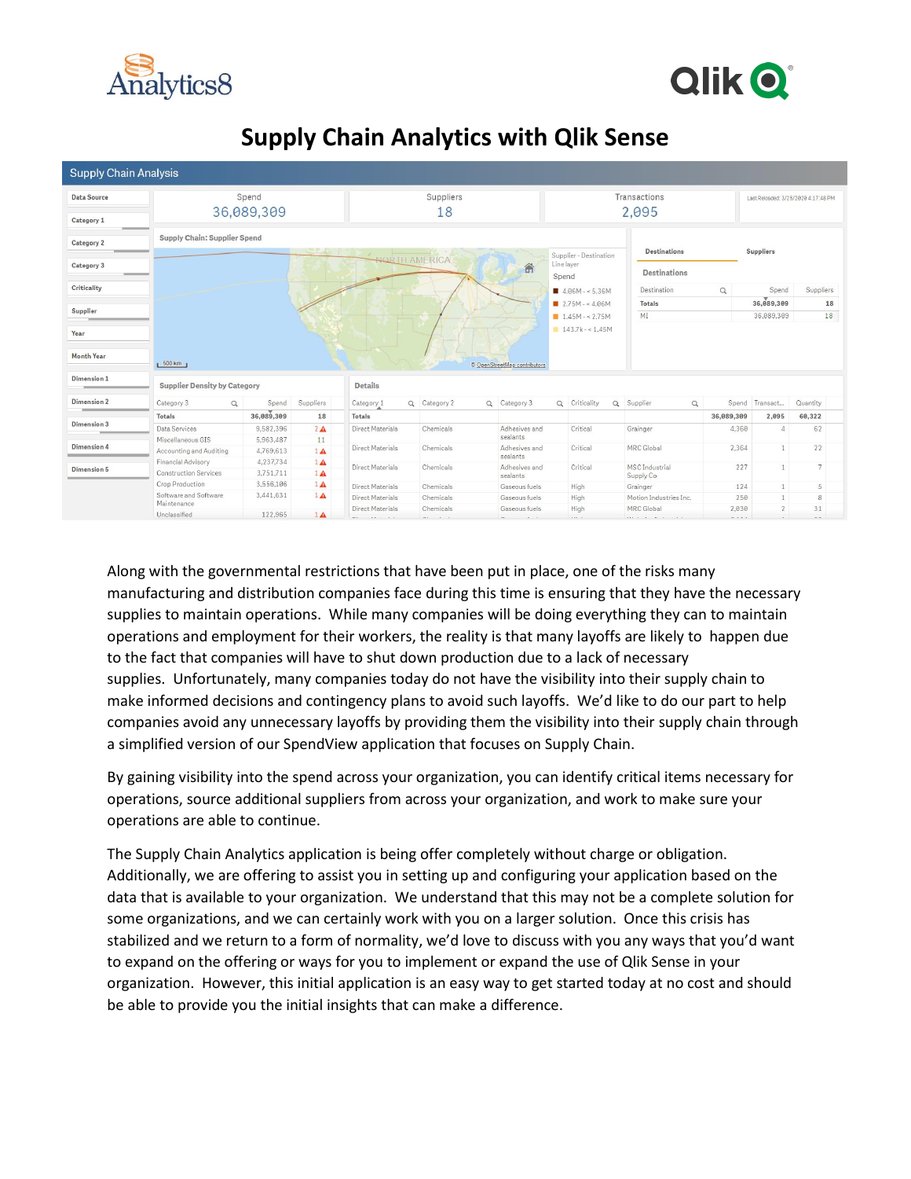# Supply Chain Analytics with Qlik Sense

Along with the governmental restrictions that have been put in place, one of the risks many manufacturing and distribution companies face during this time is ensuring that they have the necessary supplies to maintain operations. While many companies will be doing everything they can to maintain operations and employment for their workers, the reality is that many layoffs are likely to happen due to the fact that companies will have to shut down production due to a lack of necessary supplies. Unfortunately, many companies today do not have the visibility into their supply chain to make informed decisions and contingency plans to avoid such layoffs. We'd like to do our part to help companies avoid any unnecessary layoffs by providing them the visibility into their supply chain through a simplified version of our SpendView application that focuses on Supply Chain.

By gaining visibility into the spend across your organization, you can identify critical items necessary for operations, source additional suppliers from across your organization, and work to make sure your operations are able to continue.

The Supply Chain Analytics application is being offer completely without charge or obligation. Additionally, we are offering to assist you in setting up and configuring your application based on the data that is available to your organization. We understand that this may not be a complete solution for some organizations, and we can certainly work with you on a larger solution. Once this crisis has stabilized and we return to a form of normality, we'd love to discuss with you any ways that you'd want to expand on the offering or ways for you to implement or expand the use of Qlik Sense in your organization. However, this initial application is an easy way to get started today at no cost and should be able to provide you the initial insights that can make a difference.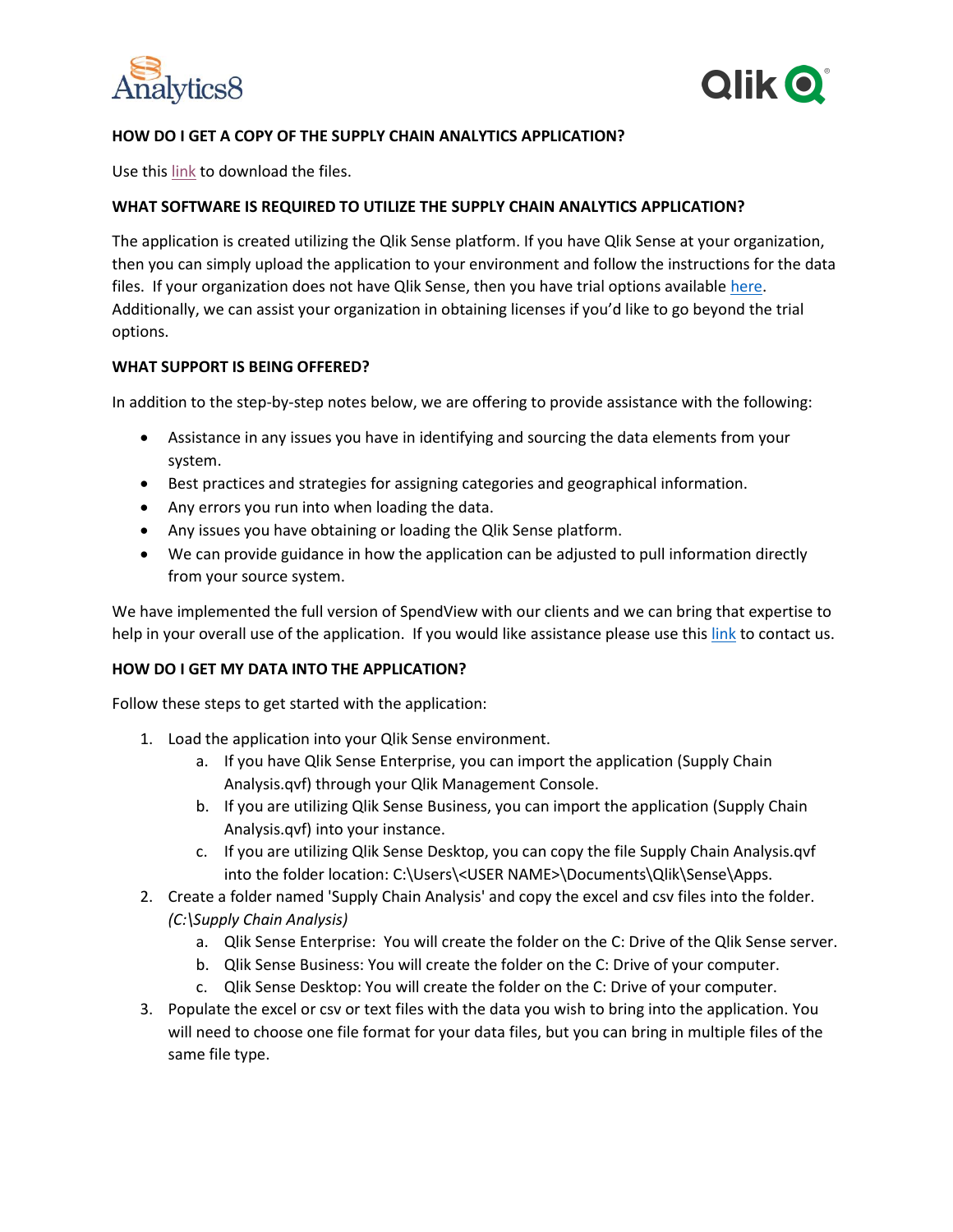**HOW DO I GET A COPY OF THE SUPPLY CHAIN ANALYTICS APPLICATION?**

Use this link to download the files.

**WHAT SOFTWARE IS REQUIRED TO UTILIZE THE SUPPLY CHAIN ANALYTICS APPLICATION?**

The application is created utilizing the Qlik Sense platform. If you have Qlik Sense at your organization, then you can simply upload the application to your environment and follow the instructions for the data files. If your organization does not have Qlik Sense, then you have trial options available here. Additionally, we can assist your organization in obtaining licenses if you'd like to go beyond the trial options.

**WHAT SUPPORT IS BEING OFFERED?**

In addition to the step-by-step notes below, we are offering to provide assistance with the following:

- Assistance in any issues you have in identifying and sourcing the data elements from your system.
- Best practices and strategies for assigning categories and geographical information.
- Any errors you run into when loading the data.
- Any issues you have obtaining or loading the Qlik Sense platform.
- We can provide guidance in how the application can be adjusted to pull information directly from your source system.

We have implemented the full version of SpendView with our clients and we can bring that expertise to help in your overall use of the application. If you would like assistance please use this link to contact us.

**HOW DO I GET MY DATA INTO THE APPLICATION?**

Follow these steps to get started with the application:

1. Load the application into your Qlik Sense environment.
   a. If you have Qlik Sense Enterprise, you can import the application (Supply Chain Analysis.qvf) through your Qlik Management Console.
   b. If you are utilizing Qlik Sense Business, you can import the application (Supply Chain Analysis.qvf) into your instance.
   c. If you are utilizing Qlik Sense Desktop, you can copy the file Supply Chain Analysis.qvf into the folder location: C:\Users\<USER NAME>\Documents\Qlik\Sense\Apps.
2. Create a folder named 'Supply Chain Analysis' and copy the excel and csv files into the folder. *(C:\Supply Chain Analysis)*
   a. Qlik Sense Enterprise: You will create the folder on the C: Drive of the Qlik Sense server.
   b. Qlik Sense Business: You will create the folder on the C: Drive of your computer.
   c. Qlik Sense Desktop: You will create the folder on the C: Drive of your computer.
3. Populate the excel or csv or text files with the data you wish to bring into the application. You will need to choose one file format for your data files, but you can bring in multiple files of the same file type.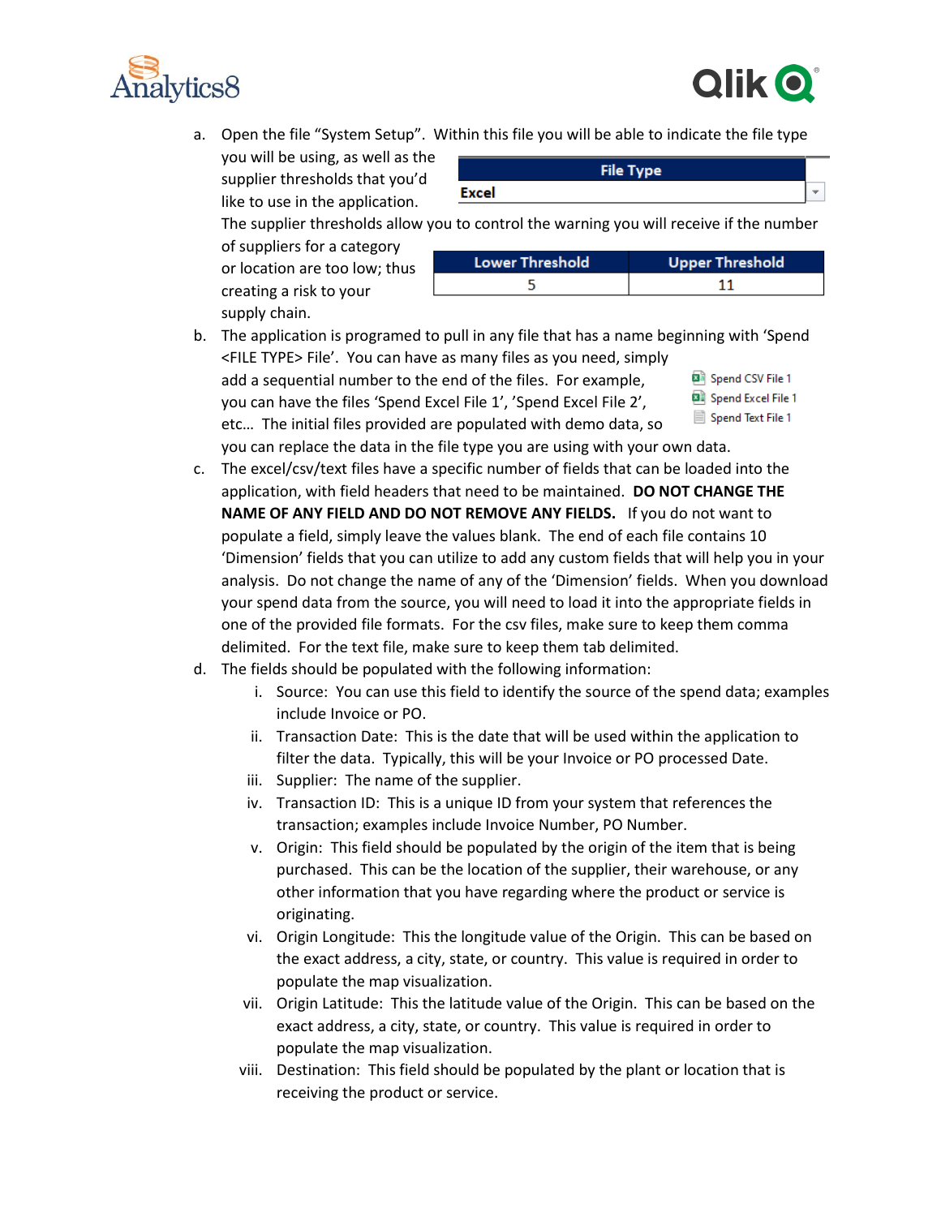a. Open the file "System Setup". Within this file you will be able to indicate the file type you will be using, as well as the supplier thresholds that you'd like to use in the application.

| File Type |
| --- |
| Excel |

The supplier thresholds allow you to control the warning you will receive if the number of suppliers for a category or location are too low; thus creating a risk to your supply chain.

| Lower Threshold | Upper Threshold |
| --- | --- |
| 5 | 11 |

b. The application is programed to pull in any file that has a name beginning with 'Spend <FILE TYPE> File'. You can have as many files as you need, simply add a sequential number to the end of the files. For example, you can have the files 'Spend Excel File 1', 'Spend Excel File 2', etc… The initial files provided are populated with demo data, so you can replace the data in the file type you are using with your own data.

- Spend CSV File 1
- Spend Excel File 1
- Spend Text File 1

c. The excel/csv/text files have a specific number of fields that can be loaded into the application, with field headers that need to be maintained. **DO NOT CHANGE THE NAME OF ANY FIELD AND DO NOT REMOVE ANY FIELDS.** If you do not want to populate a field, simply leave the values blank. The end of each file contains 10 'Dimension' fields that you can utilize to add any custom fields that will help you in your analysis. Do not change the name of any of the 'Dimension' fields. When you download your spend data from the source, you will need to load it into the appropriate fields in one of the provided file formats. For the csv files, make sure to keep them comma delimited. For the text file, make sure to keep them tab delimited.

d. The fields should be populated with the following information:

   i. Source: You can use this field to identify the source of the spend data; examples include Invoice or PO.

   ii. Transaction Date: This is the date that will be used within the application to filter the data. Typically, this will be your Invoice or PO processed Date.

   iii. Supplier: The name of the supplier.

   iv. Transaction ID: This is a unique ID from your system that references the transaction; examples include Invoice Number, PO Number.

   v. Origin: This field should be populated by the origin of the item that is being purchased. This can be the location of the supplier, their warehouse, or any other information that you have regarding where the product or service is originating.

   vi. Origin Longitude: This the longitude value of the Origin. This can be based on the exact address, a city, state, or country. This value is required in order to populate the map visualization.

   vii. Origin Latitude: This the latitude value of the Origin. This can be based on the exact address, a city, state, or country. This value is required in order to populate the map visualization.

   viii. Destination: This field should be populated by the plant or location that is receiving the product or service.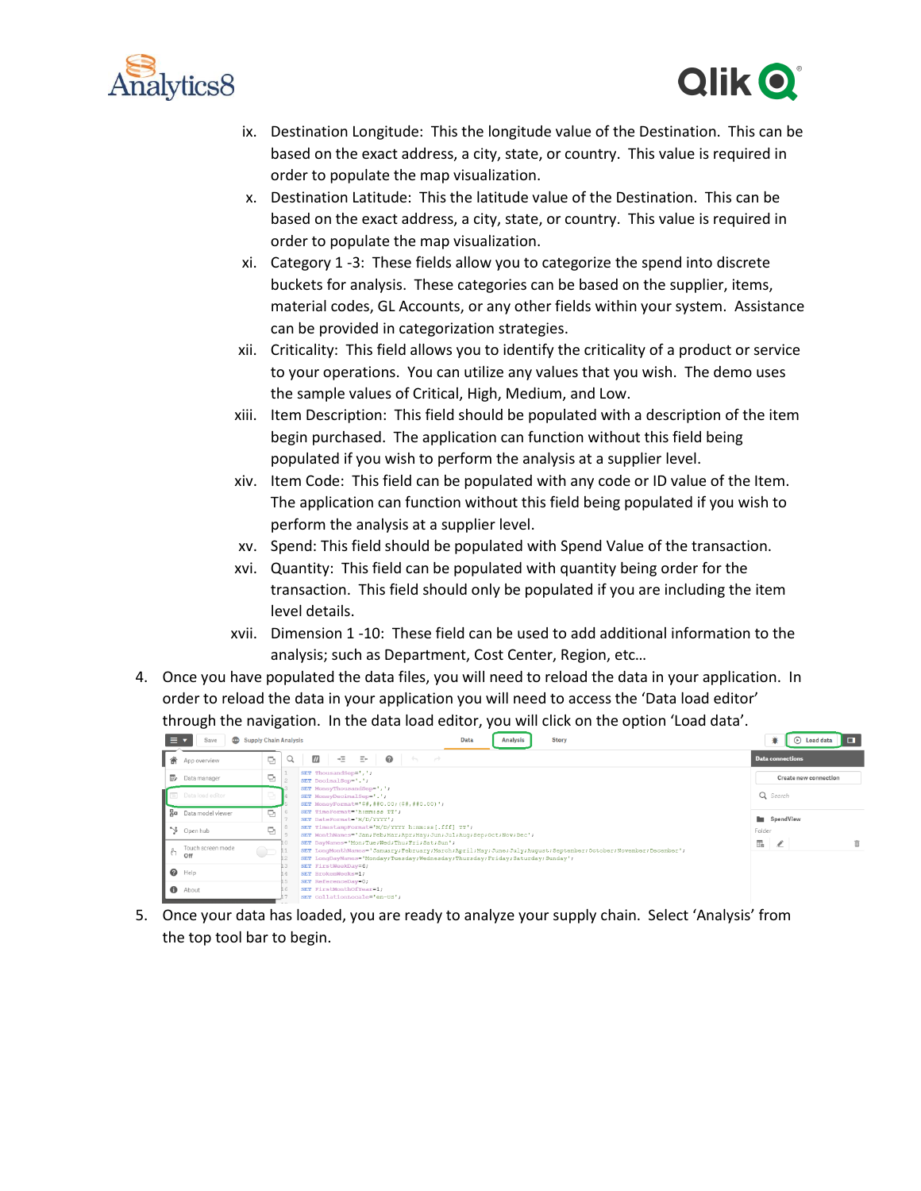ix. Destination Longitude: This the longitude value of the Destination. This can be based on the exact address, a city, state, or country. This value is required in order to populate the map visualization.

x. Destination Latitude: This the latitude value of the Destination. This can be based on the exact address, a city, state, or country. This value is required in order to populate the map visualization.

xi. Category 1 -3: These fields allow you to categorize the spend into discrete buckets for analysis. These categories can be based on the supplier, items, material codes, GL Accounts, or any other fields within your system. Assistance can be provided in categorization strategies.

xii. Criticality: This field allows you to identify the criticality of a product or service to your operations. You can utilize any values that you wish. The demo uses the sample values of Critical, High, Medium, and Low.

xiii. Item Description: This field should be populated with a description of the item begin purchased. The application can function without this field being populated if you wish to perform the analysis at a supplier level.

xiv. Item Code: This field can be populated with any code or ID value of the Item. The application can function without this field being populated if you wish to perform the analysis at a supplier level.

xv. Spend: This field should be populated with Spend Value of the transaction.

xvi. Quantity: This field can be populated with quantity being order for the transaction. This field should only be populated if you are including the item level details.

xvii. Dimension 1 -10: These field can be used to add additional information to the analysis; such as Department, Cost Center, Region, etc…

4. Once you have populated the data files, you will need to reload the data in your application. In order to reload the data in your application you will need to access the 'Data load editor' through the navigation. In the data load editor, you will click on the option 'Load data'.

5. Once your data has loaded, you are ready to analyze your supply chain. Select 'Analysis' from the top tool bar to begin.